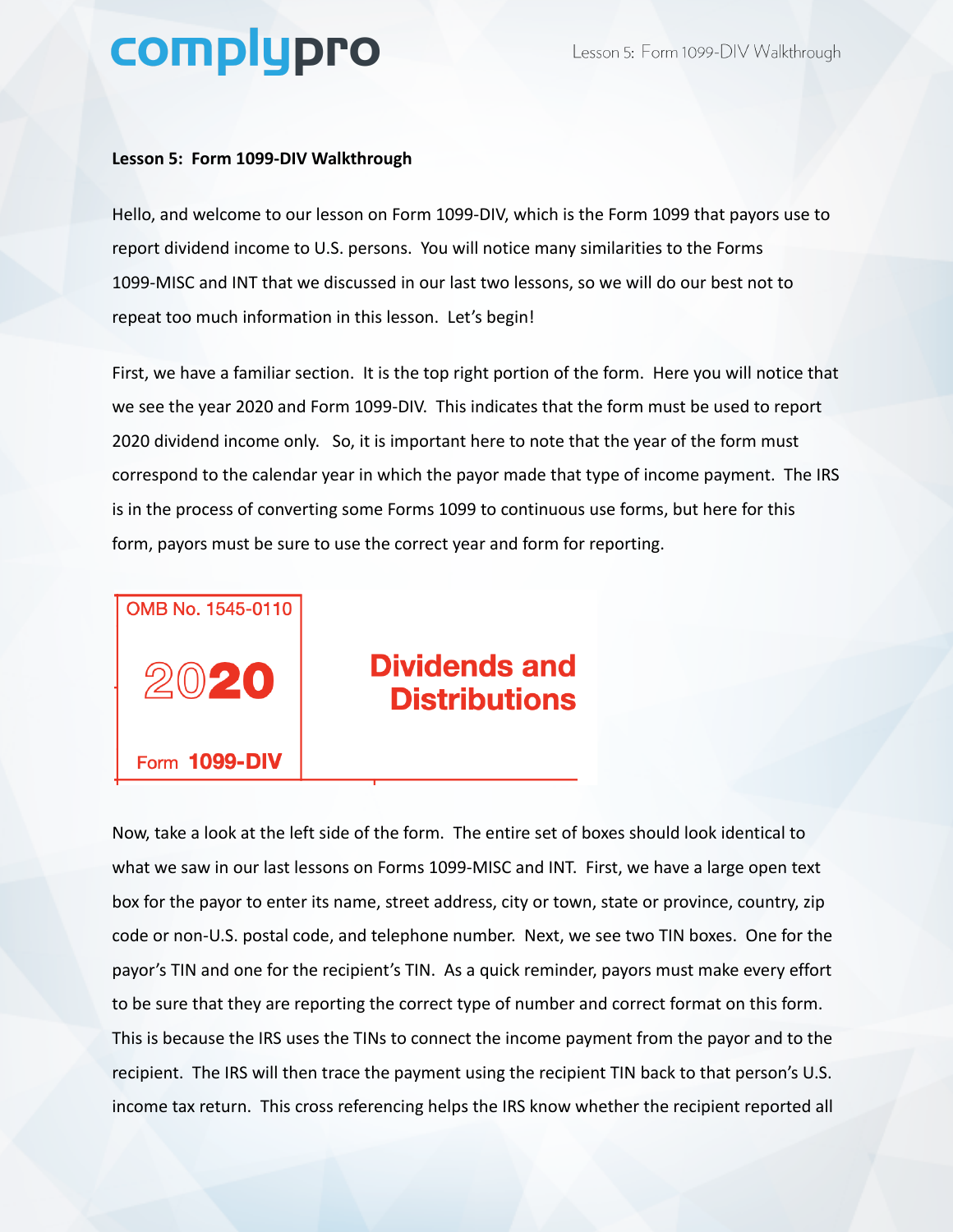**Lesson 5: Form 1099-DIV Walkthrough**

Hello, and welcome to our lesson on Form 1099-DIV, which is the Form 1099 that payors use to report dividend income to U.S. persons. You will notice many similarities to the Forms 1099-MISC and INT that we discussed in our last two lessons, so we will do our best not to repeat too much information in this lesson. Let's begin!

First, we have a familiar section. It is the top right portion of the form. Here you will notice that we see the year 2020 and Form 1099-DIV. This indicates that the form must be used to report 2020 dividend income only. So, it is important here to note that the year of the form must correspond to the calendar year in which the payor made that type of income payment. The IRS is in the process of converting some Forms 1099 to continuous use forms, but here for this form, payors must be sure to use the correct year and form for reporting.

| OMB No. 1545-0110<br>**2020**<br>Form **1099-DIV** | **Dividends and Distributions** |
|---|---|

Now, take a look at the left side of the form. The entire set of boxes should look identical to what we saw in our last lessons on Forms 1099-MISC and INT. First, we have a large open text box for the payor to enter its name, street address, city or town, state or province, country, zip code or non-U.S. postal code, and telephone number. Next, we see two TIN boxes. One for the payor's TIN and one for the recipient's TIN. As a quick reminder, payors must make every effort to be sure that they are reporting the correct type of number and correct format on this form. This is because the IRS uses the TINs to connect the income payment from the payor and to the recipient. The IRS will then trace the payment using the recipient TIN back to that person's U.S. income tax return. This cross referencing helps the IRS know whether the recipient reported all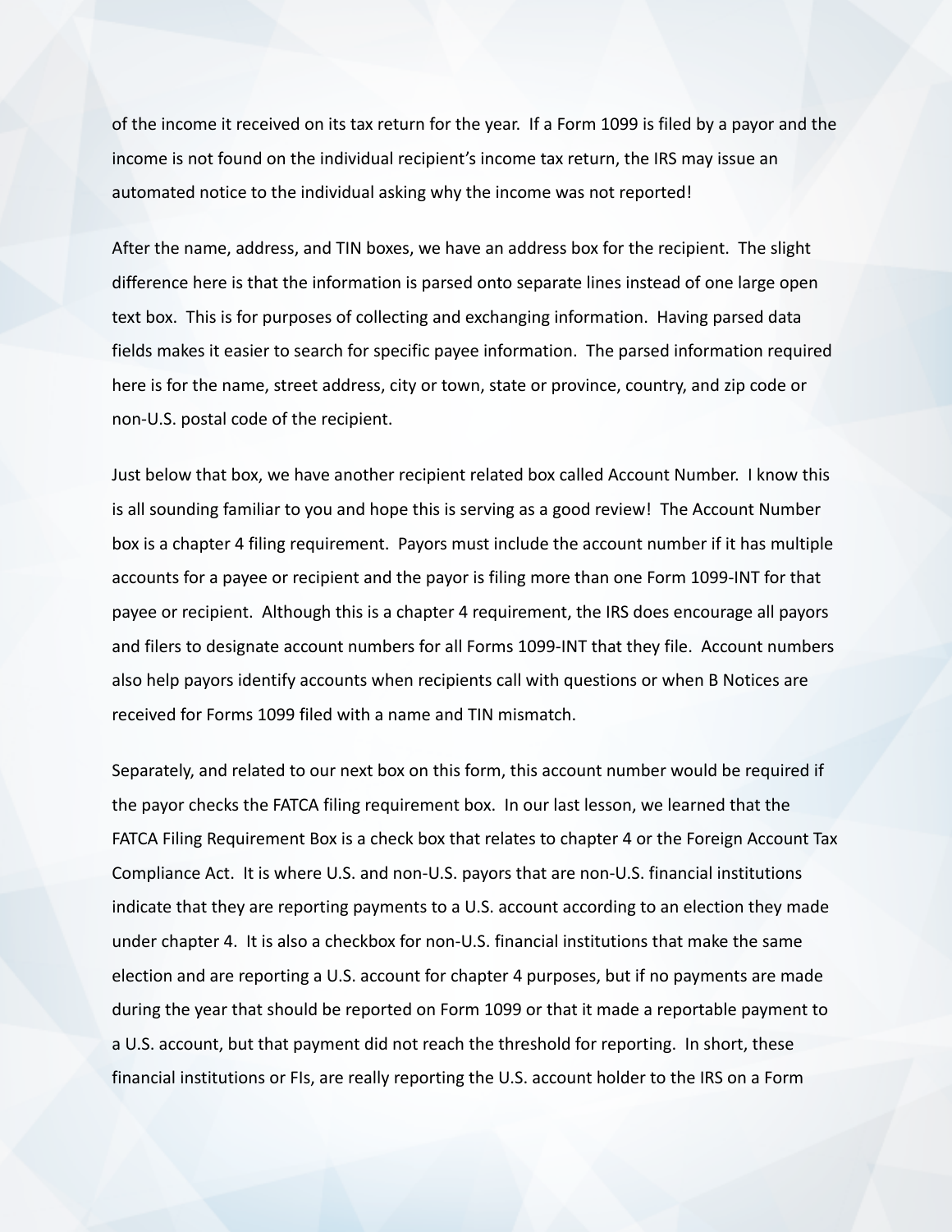of the income it received on its tax return for the year. If a Form 1099 is filed by a payor and the income is not found on the individual recipient's income tax return, the IRS may issue an automated notice to the individual asking why the income was not reported!

After the name, address, and TIN boxes, we have an address box for the recipient. The slight difference here is that the information is parsed onto separate lines instead of one large open text box. This is for purposes of collecting and exchanging information. Having parsed data fields makes it easier to search for specific payee information. The parsed information required here is for the name, street address, city or town, state or province, country, and zip code or non-U.S. postal code of the recipient.

Just below that box, we have another recipient related box called Account Number. I know this is all sounding familiar to you and hope this is serving as a good review! The Account Number box is a chapter 4 filing requirement. Payors must include the account number if it has multiple accounts for a payee or recipient and the payor is filing more than one Form 1099-INT for that payee or recipient. Although this is a chapter 4 requirement, the IRS does encourage all payors and filers to designate account numbers for all Forms 1099-INT that they file. Account numbers also help payors identify accounts when recipients call with questions or when B Notices are received for Forms 1099 filed with a name and TIN mismatch.

Separately, and related to our next box on this form, this account number would be required if the payor checks the FATCA filing requirement box. In our last lesson, we learned that the FATCA Filing Requirement Box is a check box that relates to chapter 4 or the Foreign Account Tax Compliance Act. It is where U.S. and non-U.S. payors that are non-U.S. financial institutions indicate that they are reporting payments to a U.S. account according to an election they made under chapter 4. It is also a checkbox for non-U.S. financial institutions that make the same election and are reporting a U.S. account for chapter 4 purposes, but if no payments are made during the year that should be reported on Form 1099 or that it made a reportable payment to a U.S. account, but that payment did not reach the threshold for reporting. In short, these financial institutions or FIs, are really reporting the U.S. account holder to the IRS on a Form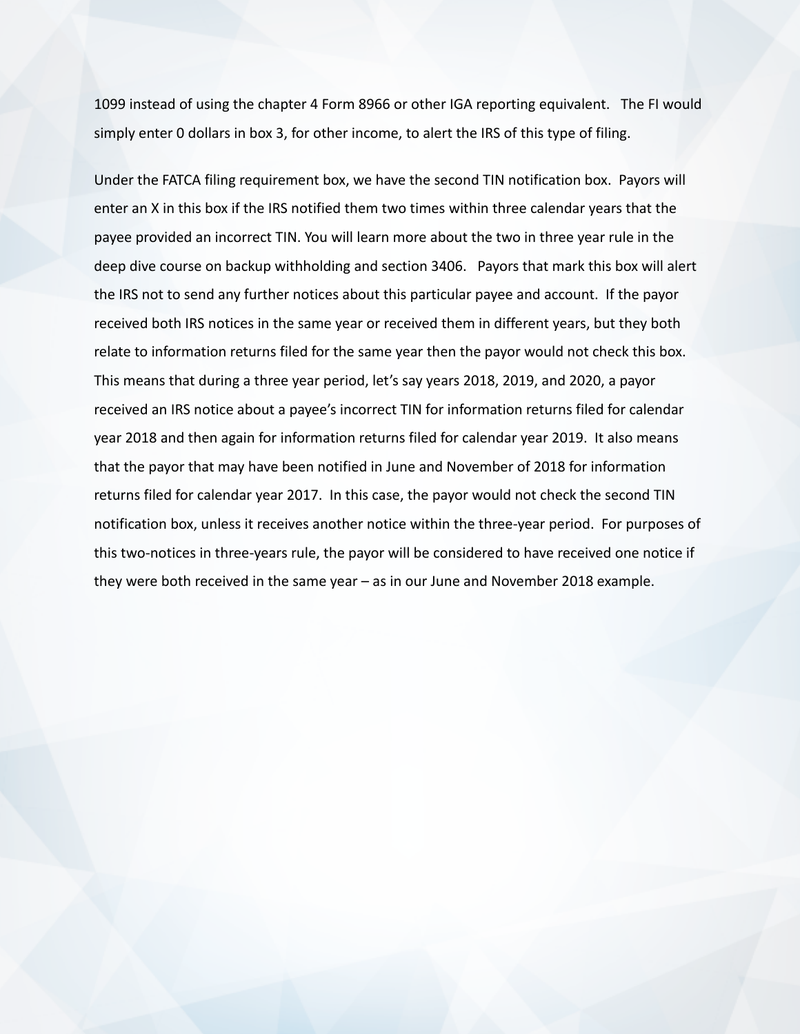1099 instead of using the chapter 4 Form 8966 or other IGA reporting equivalent. The FI would simply enter 0 dollars in box 3, for other income, to alert the IRS of this type of filing.

Under the FATCA filing requirement box, we have the second TIN notification box. Payors will enter an X in this box if the IRS notified them two times within three calendar years that the payee provided an incorrect TIN. You will learn more about the two in three year rule in the deep dive course on backup withholding and section 3406. Payors that mark this box will alert the IRS not to send any further notices about this particular payee and account. If the payor received both IRS notices in the same year or received them in different years, but they both relate to information returns filed for the same year then the payor would not check this box. This means that during a three year period, let's say years 2018, 2019, and 2020, a payor received an IRS notice about a payee's incorrect TIN for information returns filed for calendar year 2018 and then again for information returns filed for calendar year 2019. It also means that the payor that may have been notified in June and November of 2018 for information returns filed for calendar year 2017. In this case, the payor would not check the second TIN notification box, unless it receives another notice within the three-year period. For purposes of this two-notices in three-years rule, the payor will be considered to have received one notice if they were both received in the same year – as in our June and November 2018 example.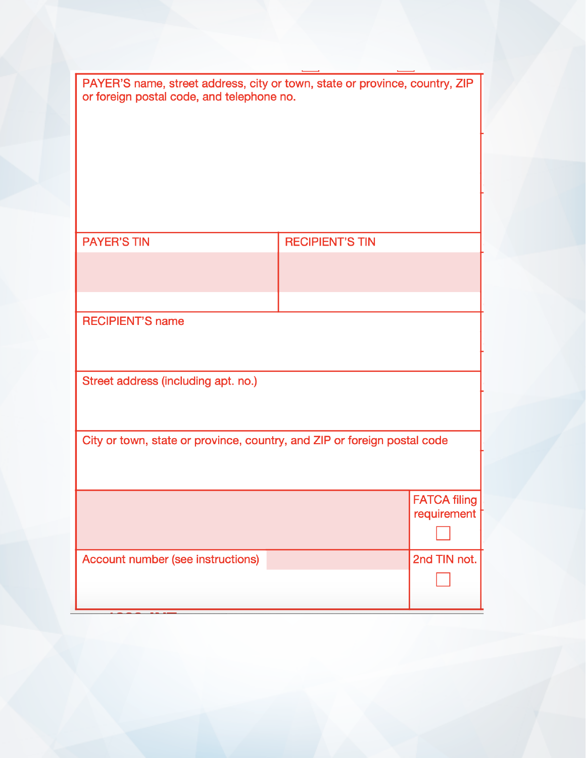PAYER'S name, street address, city or town, state or province, country, ZIP or foreign postal code, and telephone no.

| PAYER'S TIN | RECIPIENT'S TIN |
|---|---|
| | |

RECIPIENT'S name

Street address (including apt. no.)

City or town, state or province, country, and ZIP or foreign postal code

FATCA filing requirement ☐

Account number (see instructions)

2nd TIN not. ☐